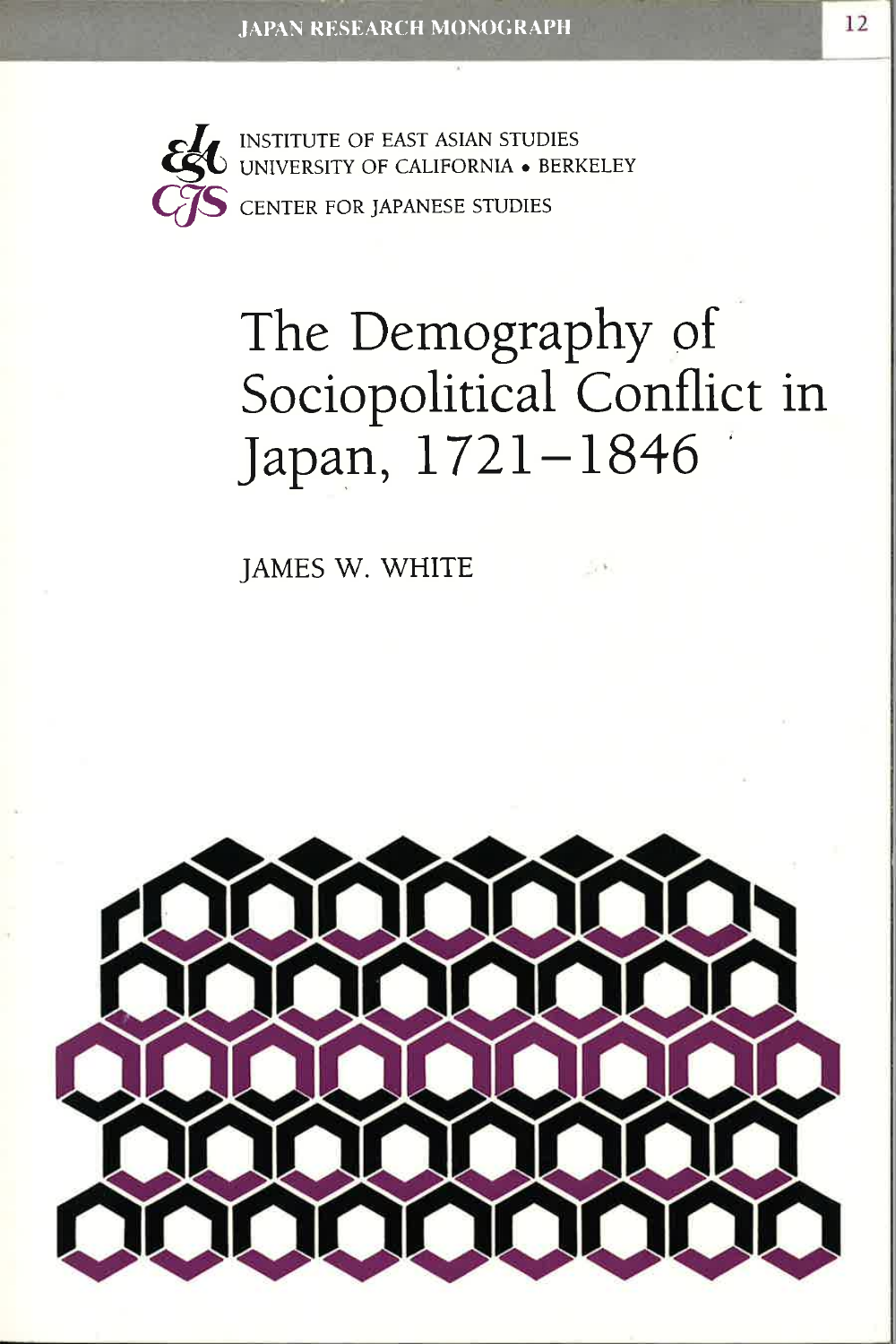JAPAN RESEARCH MONOGRAPH 12

INSTITUTE OF EAST ASIAN STUDIES
UNIVERSITY OF CALIFORNIA • BERKELEY
CENTER FOR JAPANESE STUDIES

# The Demography of Sociopolitical Conflict in Japan, 1721–1846

JAMES W. WHITE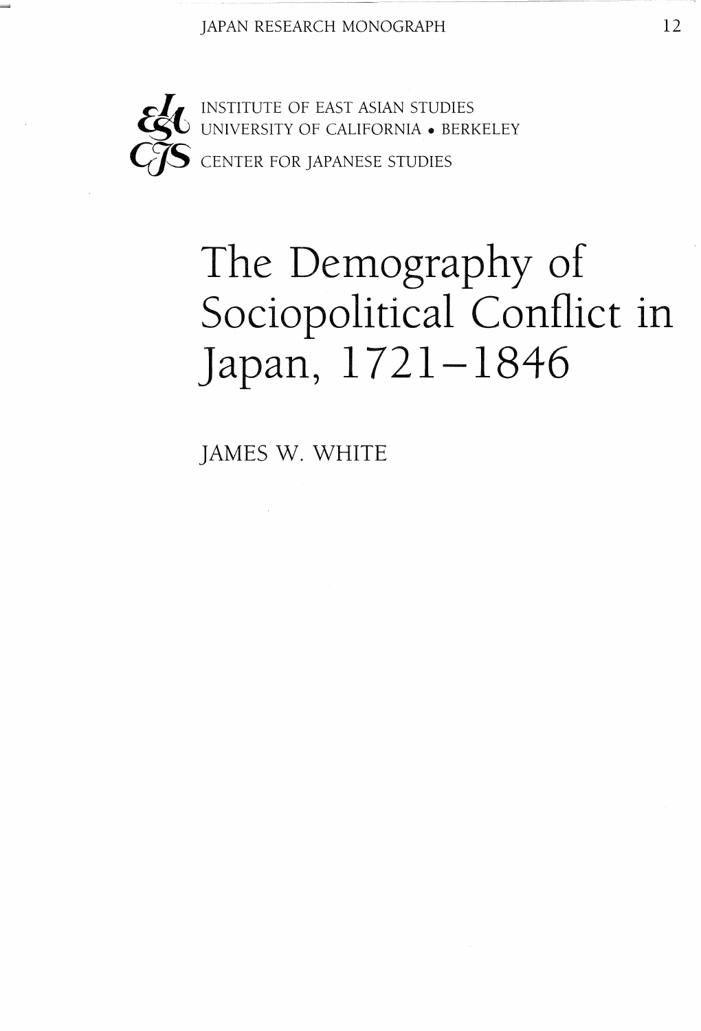JAPAN RESEARCH MONOGRAPH 12

INSTITUTE OF EAST ASIAN STUDIES
UNIVERSITY OF CALIFORNIA • BERKELEY
CENTER FOR JAPANESE STUDIES

# The Demography of Sociopolitical Conflict in Japan, 1721–1846

JAMES W. WHITE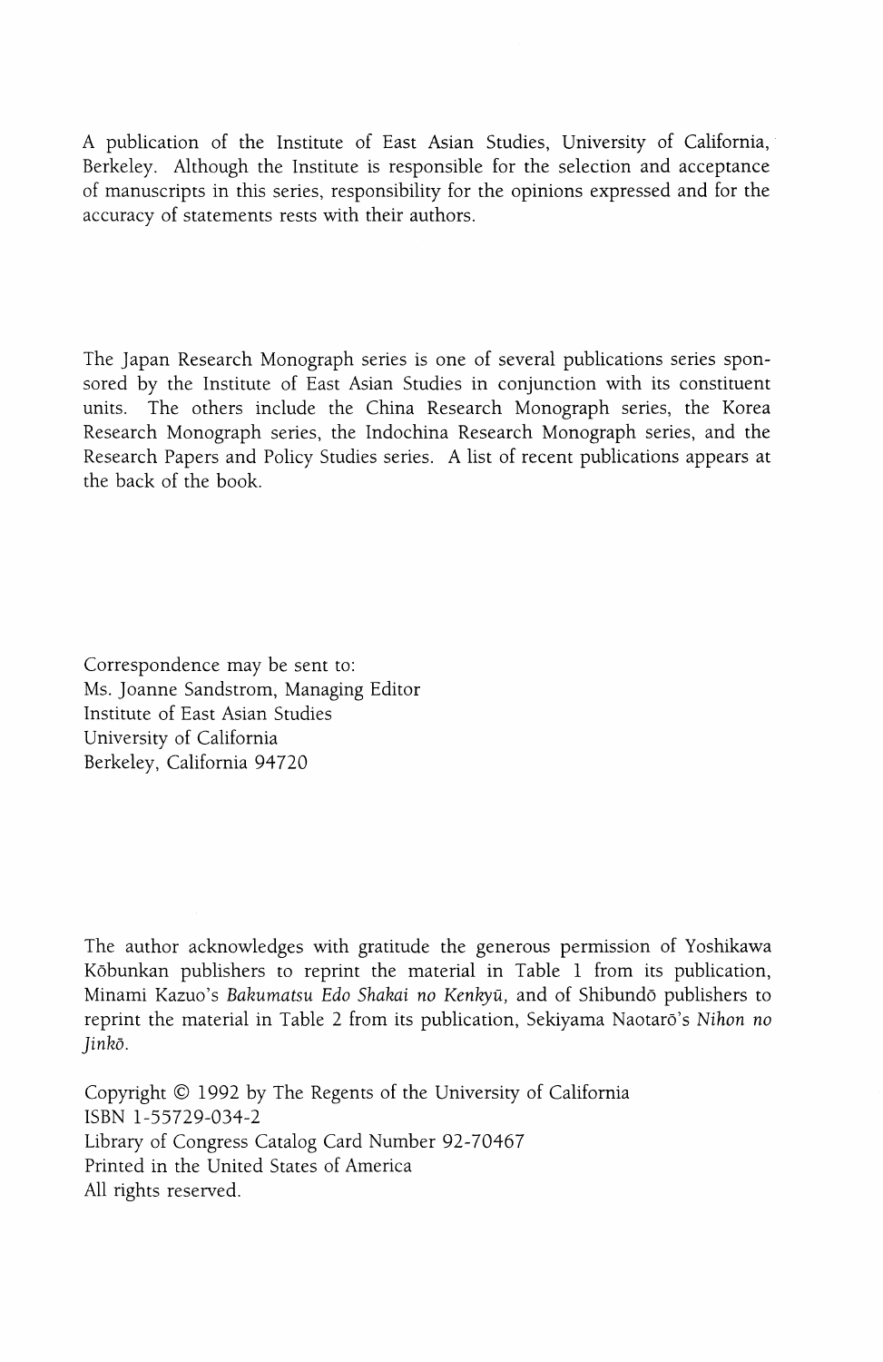A publication of the Institute of East Asian Studies, University of California, Berkeley. Although the Institute is responsible for the selection and acceptance of manuscripts in this series, responsibility for the opinions expressed and for the accuracy of statements rests with their authors.

The Japan Research Monograph series is one of several publications series sponsored by the Institute of East Asian Studies in conjunction with its constituent units. The others include the China Research Monograph series, the Korea Research Monograph series, the Indochina Research Monograph series, and the Research Papers and Policy Studies series. A list of recent publications appears at the back of the book.

Correspondence may be sent to:
Ms. Joanne Sandstrom, Managing Editor
Institute of East Asian Studies
University of California
Berkeley, California 94720

The author acknowledges with gratitude the generous permission of Yoshikawa Kōbunkan publishers to reprint the material in Table 1 from its publication, Minami Kazuo's *Bakumatsu Edo Shakai no Kenkyū*, and of Shibundō publishers to reprint the material in Table 2 from its publication, Sekiyama Naotarō's *Nihon no Jinkō*.

Copyright © 1992 by The Regents of the University of California
ISBN 1-55729-034-2
Library of Congress Catalog Card Number 92-70467
Printed in the United States of America
All rights reserved.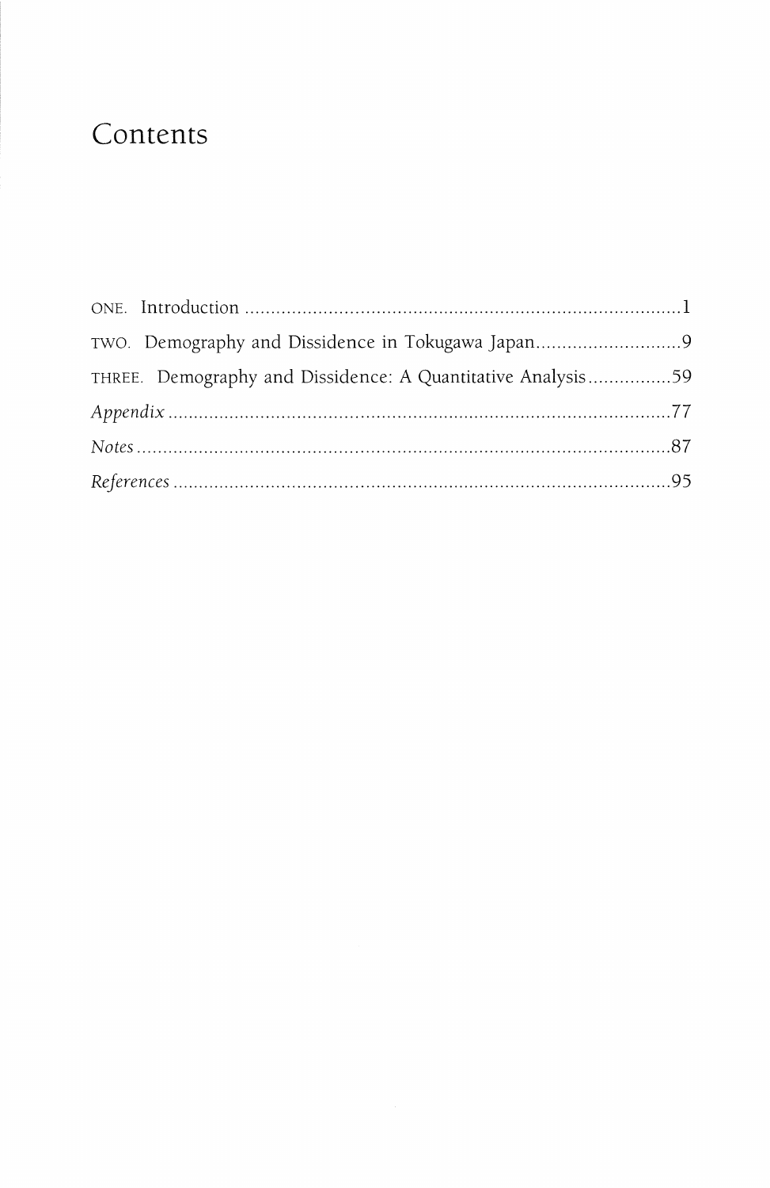# Contents

ONE. Introduction ........................................................................................ 1

TWO. Demography and Dissidence in Tokugawa Japan ............................ 9

THREE. Demography and Dissidence: A Quantitative Analysis ................ 59

*Appendix* ....................................................................................................... 77

*Notes* ............................................................................................................ 87

*References* .................................................................................................... 95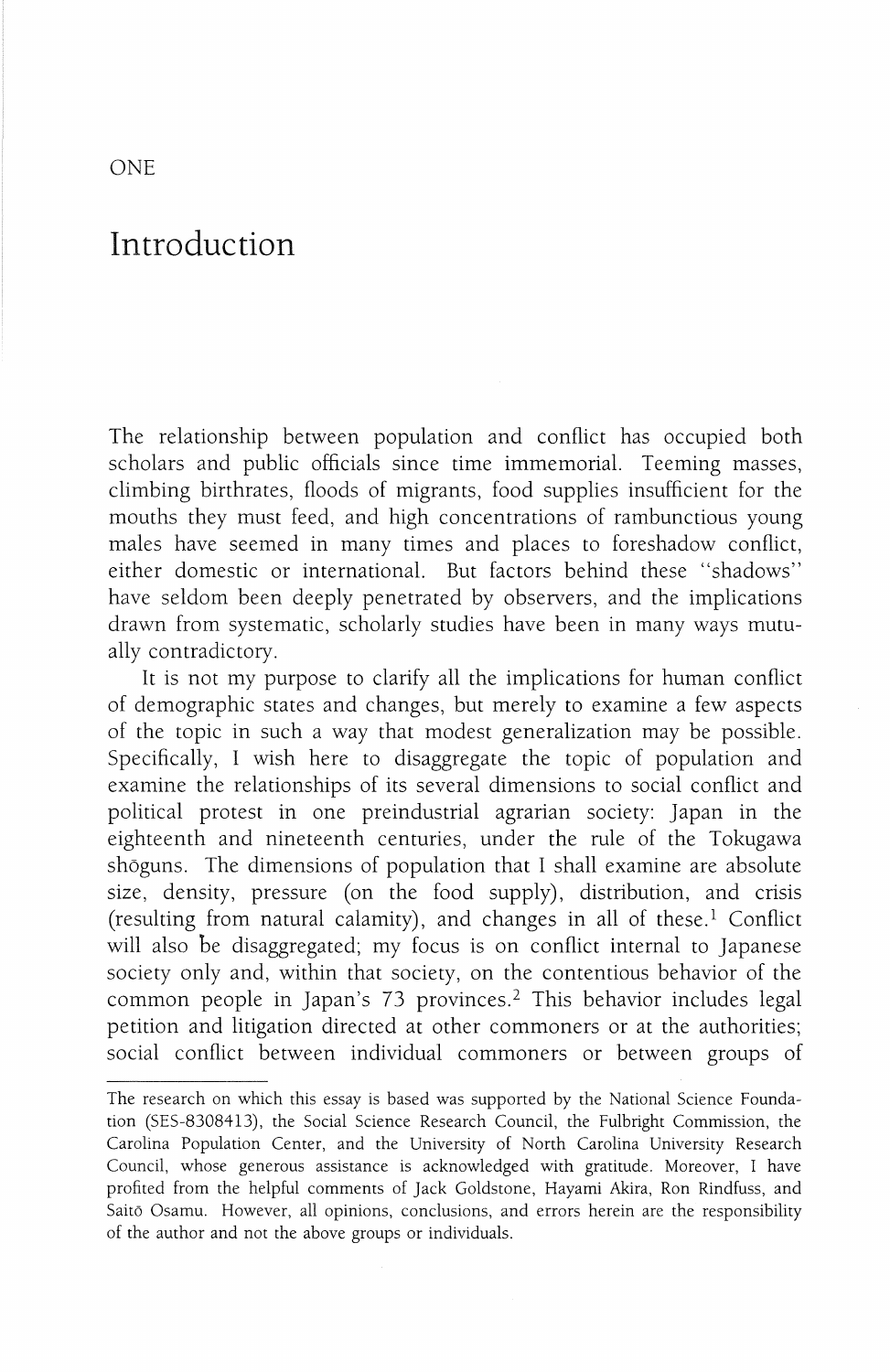ONE

# Introduction

The relationship between population and conflict has occupied both scholars and public officials since time immemorial. Teeming masses, climbing birthrates, floods of migrants, food supplies insufficient for the mouths they must feed, and high concentrations of rambunctious young males have seemed in many times and places to foreshadow conflict, either domestic or international. But factors behind these "shadows" have seldom been deeply penetrated by observers, and the implications drawn from systematic, scholarly studies have been in many ways mutually contradictory.

It is not my purpose to clarify all the implications for human conflict of demographic states and changes, but merely to examine a few aspects of the topic in such a way that modest generalization may be possible. Specifically, I wish here to disaggregate the topic of population and examine the relationships of its several dimensions to social conflict and political protest in one preindustrial agrarian society: Japan in the eighteenth and nineteenth centuries, under the rule of the Tokugawa shōguns. The dimensions of population that I shall examine are absolute size, density, pressure (on the food supply), distribution, and crisis (resulting from natural calamity), and changes in all of these.[1] Conflict will also be disaggregated; my focus is on conflict internal to Japanese society only and, within that society, on the contentious behavior of the common people in Japan's 73 provinces.[2] This behavior includes legal petition and litigation directed at other commoners or at the authorities; social conflict between individual commoners or between groups of

---

The research on which this essay is based was supported by the National Science Foundation (SES-8308413), the Social Science Research Council, the Fulbright Commission, the Carolina Population Center, and the University of North Carolina University Research Council, whose generous assistance is acknowledged with gratitude. Moreover, I have profited from the helpful comments of Jack Goldstone, Hayami Akira, Ron Rindfuss, and Saitō Osamu. However, all opinions, conclusions, and errors herein are the responsibility of the author and not the above groups or individuals.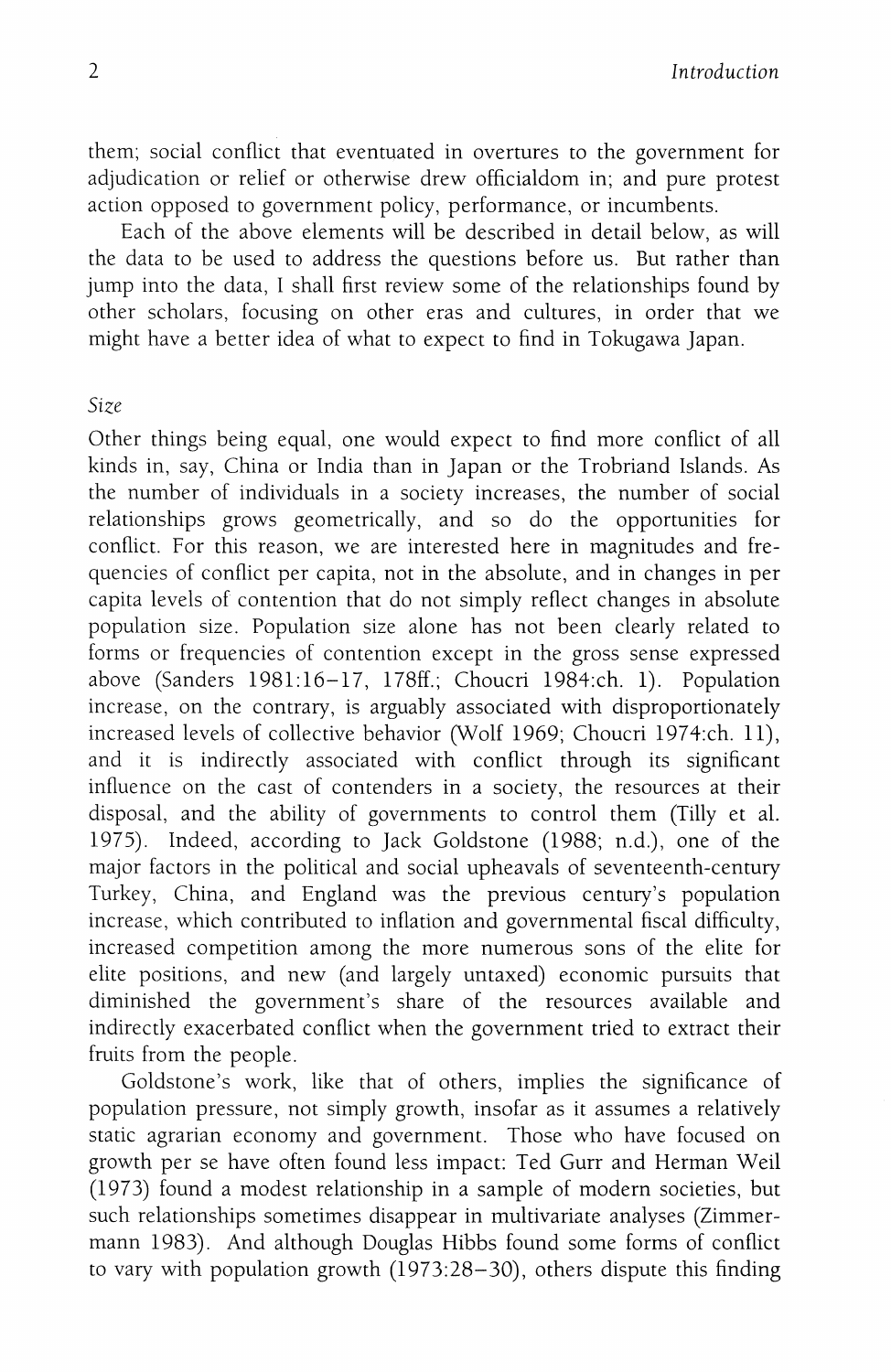them; social conflict that eventuated in overtures to the government for adjudication or relief or otherwise drew officialdom in; and pure protest action opposed to government policy, performance, or incumbents.

Each of the above elements will be described in detail below, as will the data to be used to address the questions before us. But rather than jump into the data, I shall first review some of the relationships found by other scholars, focusing on other eras and cultures, in order that we might have a better idea of what to expect to find in Tokugawa Japan.

### *Size*

Other things being equal, one would expect to find more conflict of all kinds in, say, China or India than in Japan or the Trobriand Islands. As the number of individuals in a society increases, the number of social relationships grows geometrically, and so do the opportunities for conflict. For this reason, we are interested here in magnitudes and frequencies of conflict per capita, not in the absolute, and in changes in per capita levels of contention that do not simply reflect changes in absolute population size. Population size alone has not been clearly related to forms or frequencies of contention except in the gross sense expressed above (Sanders 1981:16–17, 178ff.; Choucri 1984:ch. 1). Population increase, on the contrary, is arguably associated with disproportionately increased levels of collective behavior (Wolf 1969; Choucri 1974:ch. 11), and it is indirectly associated with conflict through its significant influence on the cast of contenders in a society, the resources at their disposal, and the ability of governments to control them (Tilly et al. 1975). Indeed, according to Jack Goldstone (1988; n.d.), one of the major factors in the political and social upheavals of seventeenth-century Turkey, China, and England was the previous century's population increase, which contributed to inflation and governmental fiscal difficulty, increased competition among the more numerous sons of the elite for elite positions, and new (and largely untaxed) economic pursuits that diminished the government's share of the resources available and indirectly exacerbated conflict when the government tried to extract their fruits from the people.

Goldstone's work, like that of others, implies the significance of population pressure, not simply growth, insofar as it assumes a relatively static agrarian economy and government. Those who have focused on growth per se have often found less impact: Ted Gurr and Herman Weil (1973) found a modest relationship in a sample of modern societies, but such relationships sometimes disappear in multivariate analyses (Zimmermann 1983). And although Douglas Hibbs found some forms of conflict to vary with population growth (1973:28–30), others dispute this finding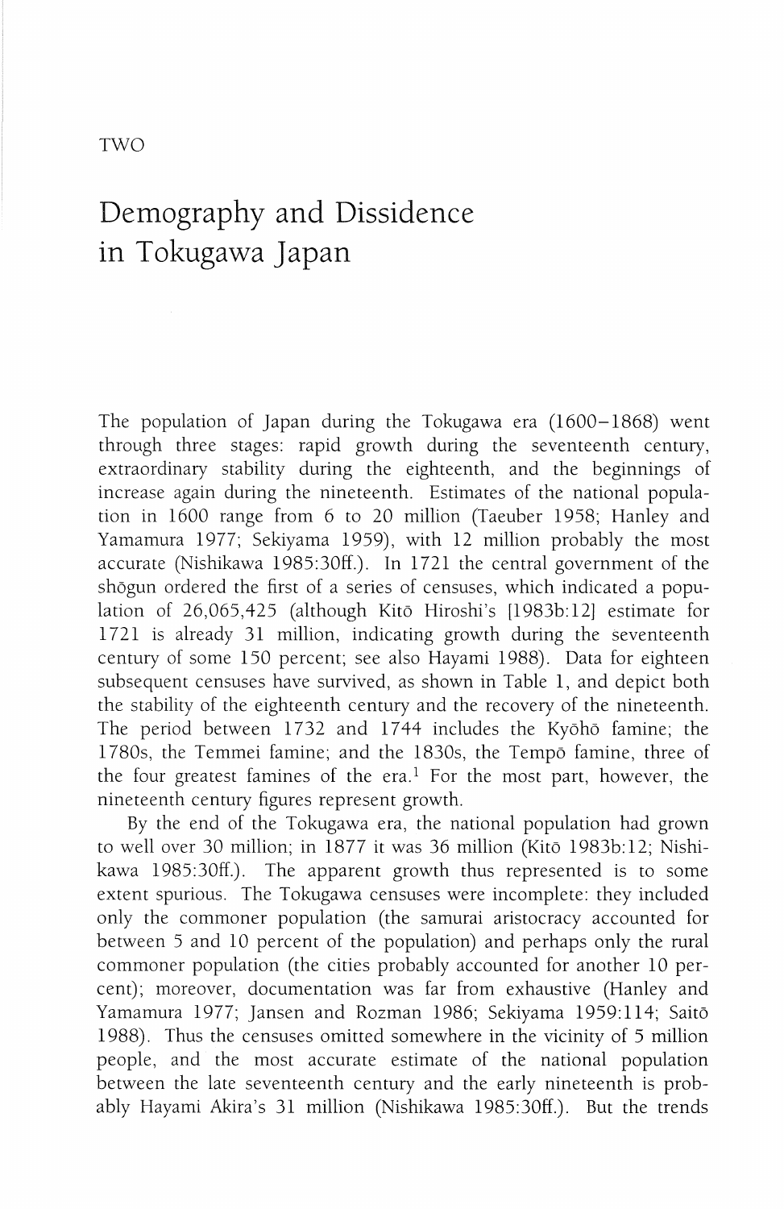TWO

# Demography and Dissidence in Tokugawa Japan

The population of Japan during the Tokugawa era (1600–1868) went through three stages: rapid growth during the seventeenth century, extraordinary stability during the eighteenth, and the beginnings of increase again during the nineteenth. Estimates of the national population in 1600 range from 6 to 20 million (Taeuber 1958; Hanley and Yamamura 1977; Sekiyama 1959), with 12 million probably the most accurate (Nishikawa 1985:30ff.). In 1721 the central government of the shōgun ordered the first of a series of censuses, which indicated a population of 26,065,425 (although Kitō Hiroshi's [1983b:12] estimate for 1721 is already 31 million, indicating growth during the seventeenth century of some 150 percent; see also Hayami 1988). Data for eighteen subsequent censuses have survived, as shown in Table 1, and depict both the stability of the eighteenth century and the recovery of the nineteenth. The period between 1732 and 1744 includes the Kyōhō famine; the 1780s, the Temmei famine; and the 1830s, the Tempō famine, three of the four greatest famines of the era.[1] For the most part, however, the nineteenth century figures represent growth.

By the end of the Tokugawa era, the national population had grown to well over 30 million; in 1877 it was 36 million (Kitō 1983b:12; Nishikawa 1985:30ff.). The apparent growth thus represented is to some extent spurious. The Tokugawa censuses were incomplete: they included only the commoner population (the samurai aristocracy accounted for between 5 and 10 percent of the population) and perhaps only the rural commoner population (the cities probably accounted for another 10 percent); moreover, documentation was far from exhaustive (Hanley and Yamamura 1977; Jansen and Rozman 1986; Sekiyama 1959:114; Saitō 1988). Thus the censuses omitted somewhere in the vicinity of 5 million people, and the most accurate estimate of the national population between the late seventeenth century and the early nineteenth is probably Hayami Akira's 31 million (Nishikawa 1985:30ff.). But the trends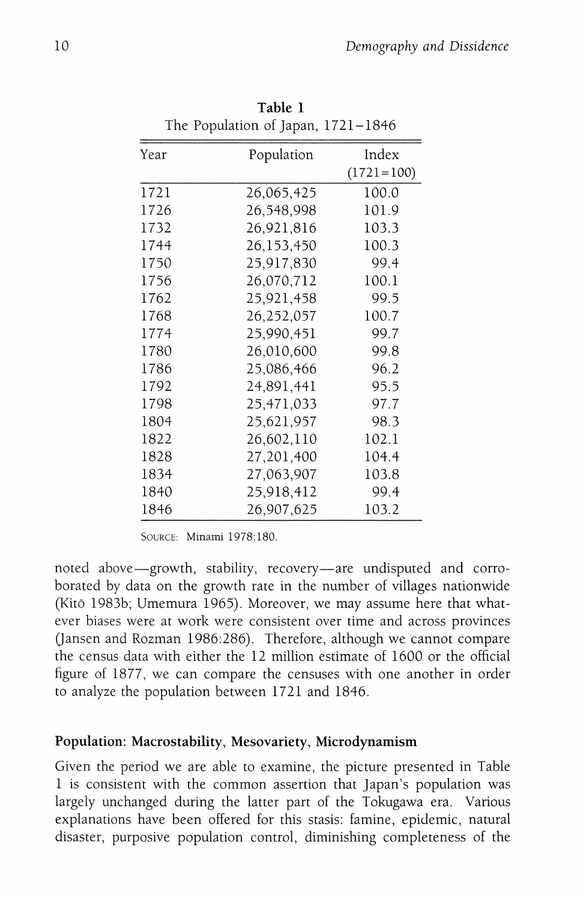**Table 1**
The Population of Japan, 1721–1846

| Year | Population | Index (1721=100) |
|---|---|---|
| 1721 | 26,065,425 | 100.0 |
| 1726 | 26,548,998 | 101.9 |
| 1732 | 26,921,816 | 103.3 |
| 1744 | 26,153,450 | 100.3 |
| 1750 | 25,917,830 | 99.4 |
| 1756 | 26,070,712 | 100.1 |
| 1762 | 25,921,458 | 99.5 |
| 1768 | 26,252,057 | 100.7 |
| 1774 | 25,990,451 | 99.7 |
| 1780 | 26,010,600 | 99.8 |
| 1786 | 25,086,466 | 96.2 |
| 1792 | 24,891,441 | 95.5 |
| 1798 | 25,471,033 | 97.7 |
| 1804 | 25,621,957 | 98.3 |
| 1822 | 26,602,110 | 102.1 |
| 1828 | 27,201,400 | 104.4 |
| 1834 | 27,063,907 | 103.8 |
| 1840 | 25,918,412 | 99.4 |
| 1846 | 26,907,625 | 103.2 |

SOURCE: Minami 1978:180.

noted above—growth, stability, recovery—are undisputed and corroborated by data on the growth rate in the number of villages nationwide (Kitō 1983b; Umemura 1965). Moreover, we may assume here that whatever biases were at work were consistent over time and across provinces (Jansen and Rozman 1986:286). Therefore, although we cannot compare the census data with either the 12 million estimate of 1600 or the official figure of 1877, we can compare the censuses with one another in order to analyze the population between 1721 and 1846.

## Population: Macrostability, Mesovariety, Microdynamism

Given the period we are able to examine, the picture presented in Table 1 is consistent with the common assertion that Japan's population was largely unchanged during the latter part of the Tokugawa era. Various explanations have been offered for this stasis: famine, epidemic, natural disaster, purposive population control, diminishing completeness of the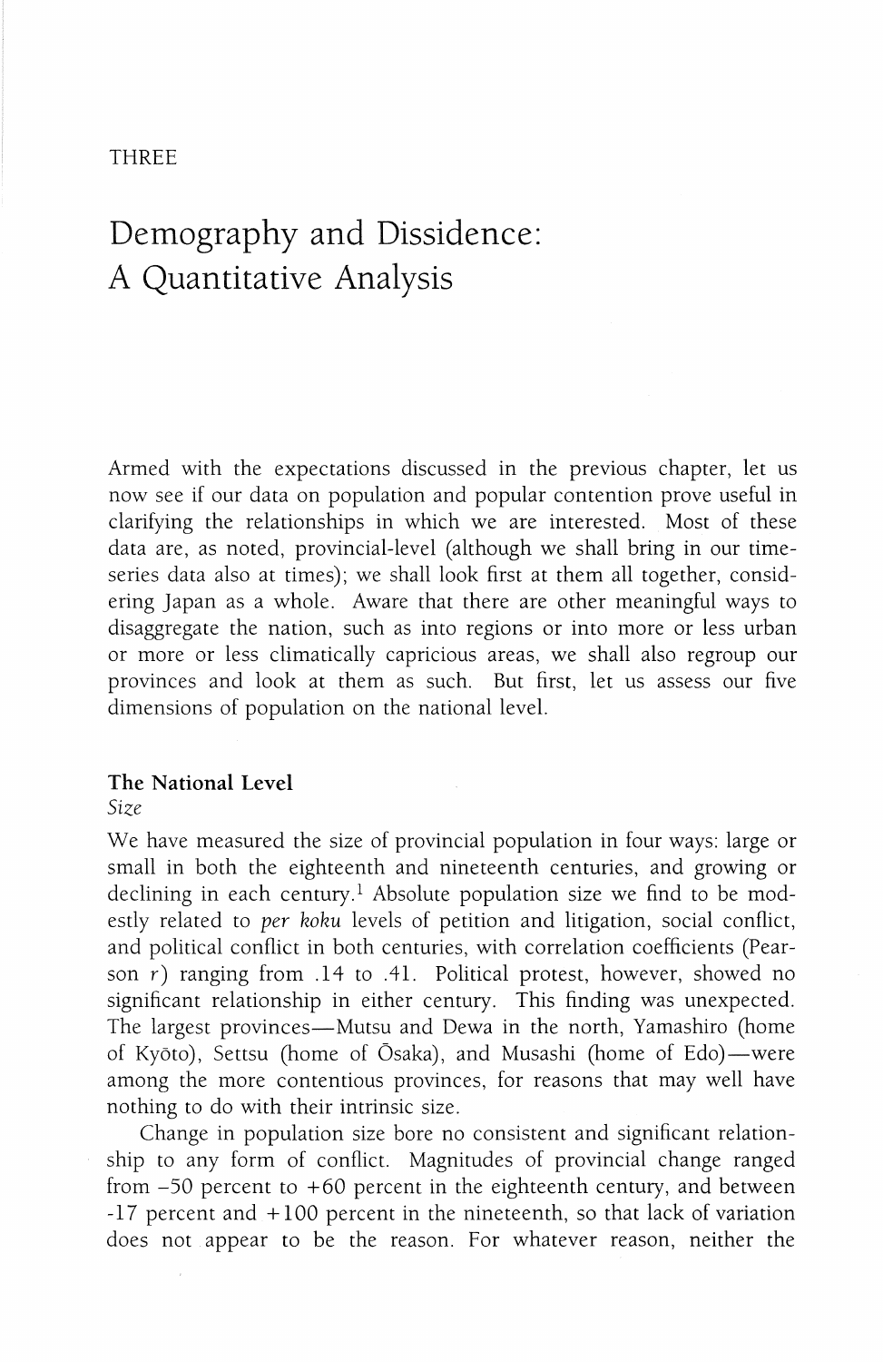THREE

# Demography and Dissidence: A Quantitative Analysis

Armed with the expectations discussed in the previous chapter, let us now see if our data on population and popular contention prove useful in clarifying the relationships in which we are interested. Most of these data are, as noted, provincial-level (although we shall bring in our time-series data also at times); we shall look first at them all together, considering Japan as a whole. Aware that there are other meaningful ways to disaggregate the nation, such as into regions or into more or less urban or more or less climatically capricious areas, we shall also regroup our provinces and look at them as such. But first, let us assess our five dimensions of population on the national level.

## The National Level

### *Size*

We have measured the size of provincial population in four ways: large or small in both the eighteenth and nineteenth centuries, and growing or declining in each century.[1] Absolute population size we find to be modestly related to *per koku* levels of petition and litigation, social conflict, and political conflict in both centuries, with correlation coefficients (Pearson $r$) ranging from .14 to .41. Political protest, however, showed no significant relationship in either century. This finding was unexpected. The largest provinces—Mutsu and Dewa in the north, Yamashiro (home of Kyōto), Settsu (home of Ōsaka), and Musashi (home of Edo)—were among the more contentious provinces, for reasons that may well have nothing to do with their intrinsic size.

Change in population size bore no consistent and significant relationship to any form of conflict. Magnitudes of provincial change ranged from −50 percent to +60 percent in the eighteenth century, and between -17 percent and +100 percent in the nineteenth, so that lack of variation does not appear to be the reason. For whatever reason, neither the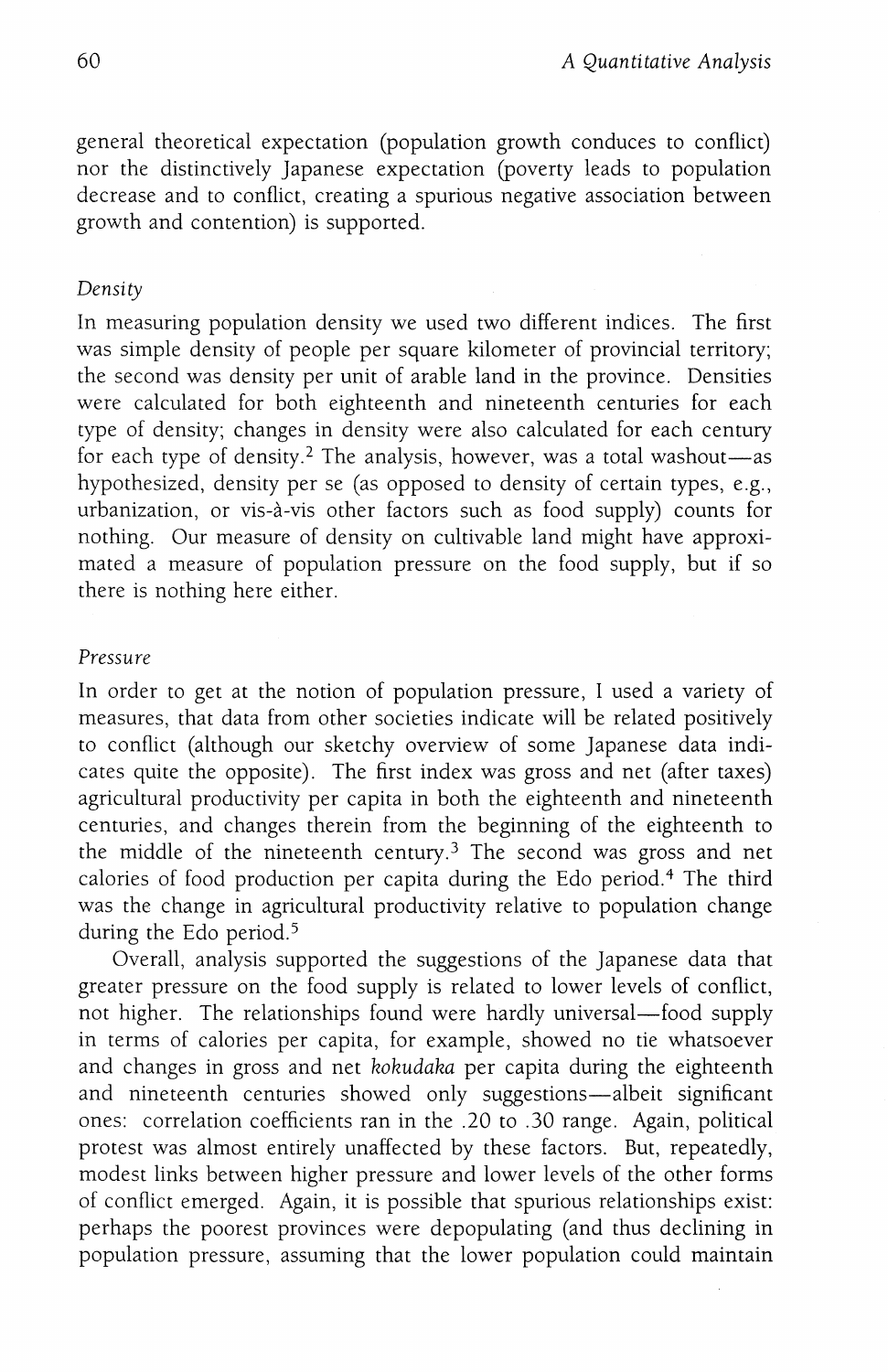general theoretical expectation (population growth conduces to conflict) nor the distinctively Japanese expectation (poverty leads to population decrease and to conflict, creating a spurious negative association between growth and contention) is supported.

### *Density*

In measuring population density we used two different indices. The first was simple density of people per square kilometer of provincial territory; the second was density per unit of arable land in the province. Densities were calculated for both eighteenth and nineteenth centuries for each type of density; changes in density were also calculated for each century for each type of density.[2] The analysis, however, was a total washout—as hypothesized, density per se (as opposed to density of certain types, e.g., urbanization, or vis-à-vis other factors such as food supply) counts for nothing. Our measure of density on cultivable land might have approximated a measure of population pressure on the food supply, but if so there is nothing here either.

### *Pressure*

In order to get at the notion of population pressure, I used a variety of measures, that data from other societies indicate will be related positively to conflict (although our sketchy overview of some Japanese data indicates quite the opposite). The first index was gross and net (after taxes) agricultural productivity per capita in both the eighteenth and nineteenth centuries, and changes therein from the beginning of the eighteenth to the middle of the nineteenth century.[3] The second was gross and net calories of food production per capita during the Edo period.[4] The third was the change in agricultural productivity relative to population change during the Edo period.[5]

Overall, analysis supported the suggestions of the Japanese data that greater pressure on the food supply is related to lower levels of conflict, not higher. The relationships found were hardly universal—food supply in terms of calories per capita, for example, showed no tie whatsoever and changes in gross and net *kokudaka* per capita during the eighteenth and nineteenth centuries showed only suggestions—albeit significant ones: correlation coefficients ran in the .20 to .30 range. Again, political protest was almost entirely unaffected by these factors. But, repeatedly, modest links between higher pressure and lower levels of the other forms of conflict emerged. Again, it is possible that spurious relationships exist: perhaps the poorest provinces were depopulating (and thus declining in population pressure, assuming that the lower population could maintain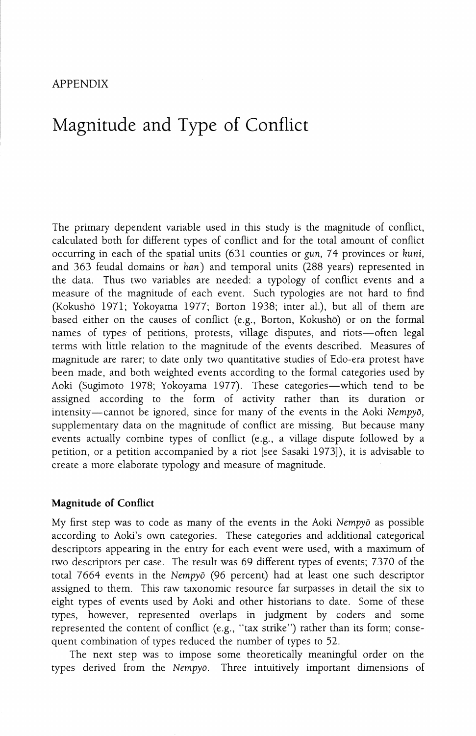APPENDIX

# Magnitude and Type of Conflict

The primary dependent variable used in this study is the magnitude of conflict, calculated both for different types of conflict and for the total amount of conflict occurring in each of the spatial units (631 counties or *gun*, 74 provinces or *kuni*, and 363 feudal domains or *han*) and temporal units (288 years) represented in the data. Thus two variables are needed: a typology of conflict events and a measure of the magnitude of each event. Such typologies are not hard to find (Kokushō 1971; Yokoyama 1977; Borton 1938; inter al.), but all of them are based either on the causes of conflict (e.g., Borton, Kokushō) or on the formal names of types of petitions, protests, village disputes, and riots—often legal terms with little relation to the magnitude of the events described. Measures of magnitude are rarer; to date only two quantitative studies of Edo-era protest have been made, and both weighted events according to the formal categories used by Aoki (Sugimoto 1978; Yokoyama 1977). These categories—which tend to be assigned according to the form of activity rather than its duration or intensity—cannot be ignored, since for many of the events in the Aoki *Nempyō*, supplementary data on the magnitude of conflict are missing. But because many events actually combine types of conflict (e.g., a village dispute followed by a petition, or a petition accompanied by a riot [see Sasaki 1973]), it is advisable to create a more elaborate typology and measure of magnitude.

### Magnitude of Conflict

My first step was to code as many of the events in the Aoki *Nempyō* as possible according to Aoki's own categories. These categories and additional categorical descriptors appearing in the entry for each event were used, with a maximum of two descriptors per case. The result was 69 different types of events; 7370 of the total 7664 events in the *Nempyō* (96 percent) had at least one such descriptor assigned to them. This raw taxonomic resource far surpasses in detail the six to eight types of events used by Aoki and other historians to date. Some of these types, however, represented overlaps in judgment by coders and some represented the content of conflict (e.g., "tax strike") rather than its form; consequent combination of types reduced the number of types to 52.

The next step was to impose some theoretically meaningful order on the types derived from the *Nempyō*. Three intuitively important dimensions of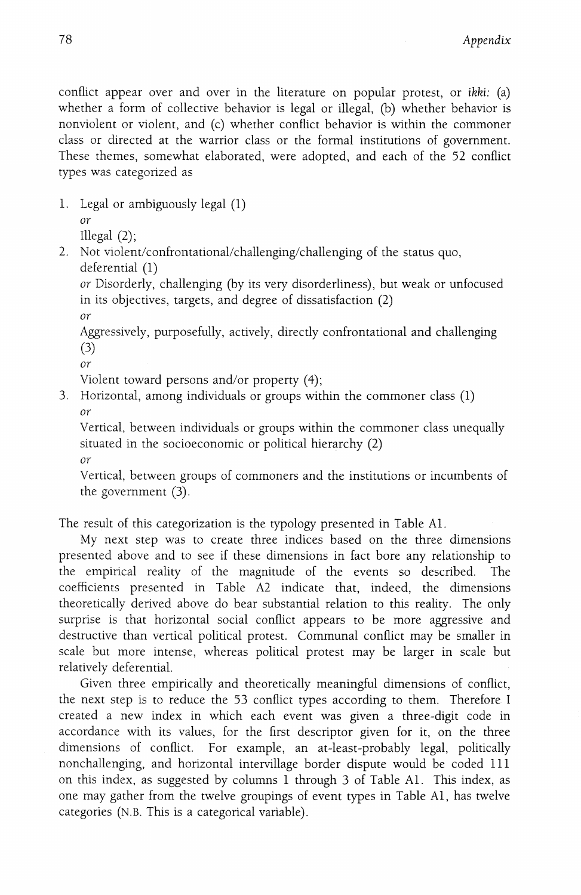conflict appear over and over in the literature on popular protest, or *ikki:* (a) whether a form of collective behavior is legal or illegal, (b) whether behavior is nonviolent or violent, and (c) whether conflict behavior is within the commoner class or directed at the warrior class or the formal institutions of government. These themes, somewhat elaborated, were adopted, and each of the 52 conflict types was categorized as

1. Legal or ambiguously legal (1)
   *or*
   Illegal (2);
2. Not violent/confrontational/challenging/challenging of the status quo, deferential (1)
   *or* Disorderly, challenging (by its very disorderliness), but weak or unfocused in its objectives, targets, and degree of dissatisfaction (2)
   *or*
   Aggressively, purposefully, actively, directly confrontational and challenging (3)
   *or*
   Violent toward persons and/or property (4);
3. Horizontal, among individuals or groups within the commoner class (1)
   *or*
   Vertical, between individuals or groups within the commoner class unequally situated in the socioeconomic or political hierarchy (2)
   *or*
   Vertical, between groups of commoners and the institutions or incumbents of the government (3).

The result of this categorization is the typology presented in Table A1.

My next step was to create three indices based on the three dimensions presented above and to see if these dimensions in fact bore any relationship to the empirical reality of the magnitude of the events so described. The coefficients presented in Table A2 indicate that, indeed, the dimensions theoretically derived above do bear substantial relation to this reality. The only surprise is that horizontal social conflict appears to be more aggressive and destructive than vertical political protest. Communal conflict may be smaller in scale but more intense, whereas political protest may be larger in scale but relatively deferential.

Given three empirically and theoretically meaningful dimensions of conflict, the next step is to reduce the 53 conflict types according to them. Therefore I created a new index in which each event was given a three-digit code in accordance with its values, for the first descriptor given for it, on the three dimensions of conflict. For example, an at-least-probably legal, politically nonchallenging, and horizontal intervillage border dispute would be coded 111 on this index, as suggested by columns 1 through 3 of Table A1. This index, as one may gather from the twelve groupings of event types in Table A1, has twelve categories (N.B. This is a categorical variable).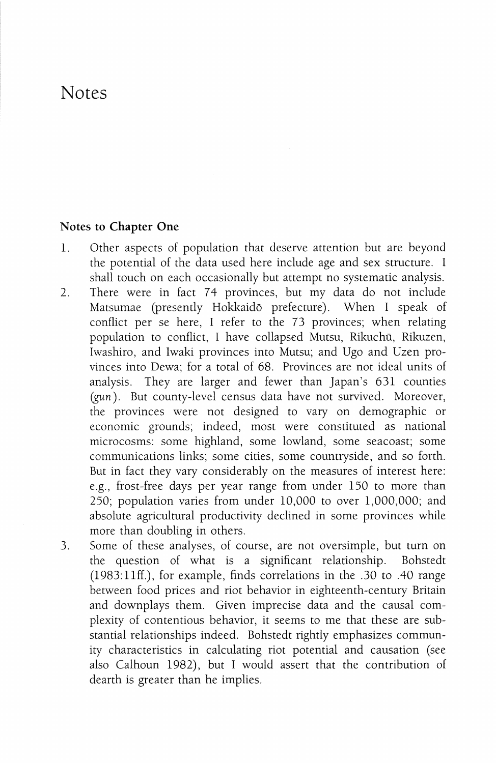# Notes

## Notes to Chapter One

1. Other aspects of population that deserve attention but are beyond the potential of the data used here include age and sex structure. I shall touch on each occasionally but attempt no systematic analysis.
2. There were in fact 74 provinces, but my data do not include Matsumae (presently Hokkaidō prefecture). When I speak of conflict per se here, I refer to the 73 provinces; when relating population to conflict, I have collapsed Mutsu, Rikuchū, Rikuzen, Iwashiro, and Iwaki provinces into Mutsu; and Ugo and Uzen provinces into Dewa; for a total of 68. Provinces are not ideal units of analysis. They are larger and fewer than Japan's 631 counties (*gun*). But county-level census data have not survived. Moreover, the provinces were not designed to vary on demographic or economic grounds; indeed, most were constituted as national microcosms: some highland, some lowland, some seacoast; some communications links; some cities, some countryside, and so forth. But in fact they vary considerably on the measures of interest here: e.g., frost-free days per year range from under 150 to more than 250; population varies from under 10,000 to over 1,000,000; and absolute agricultural productivity declined in some provinces while more than doubling in others.
3. Some of these analyses, of course, are not oversimple, but turn on the question of what is a significant relationship. Bohstedt (1983:11ff.), for example, finds correlations in the .30 to .40 range between food prices and riot behavior in eighteenth-century Britain and downplays them. Given imprecise data and the causal complexity of contentious behavior, it seems to me that these are substantial relationships indeed. Bohstedt rightly emphasizes community characteristics in calculating riot potential and causation (see also Calhoun 1982), but I would assert that the contribution of dearth is greater than he implies.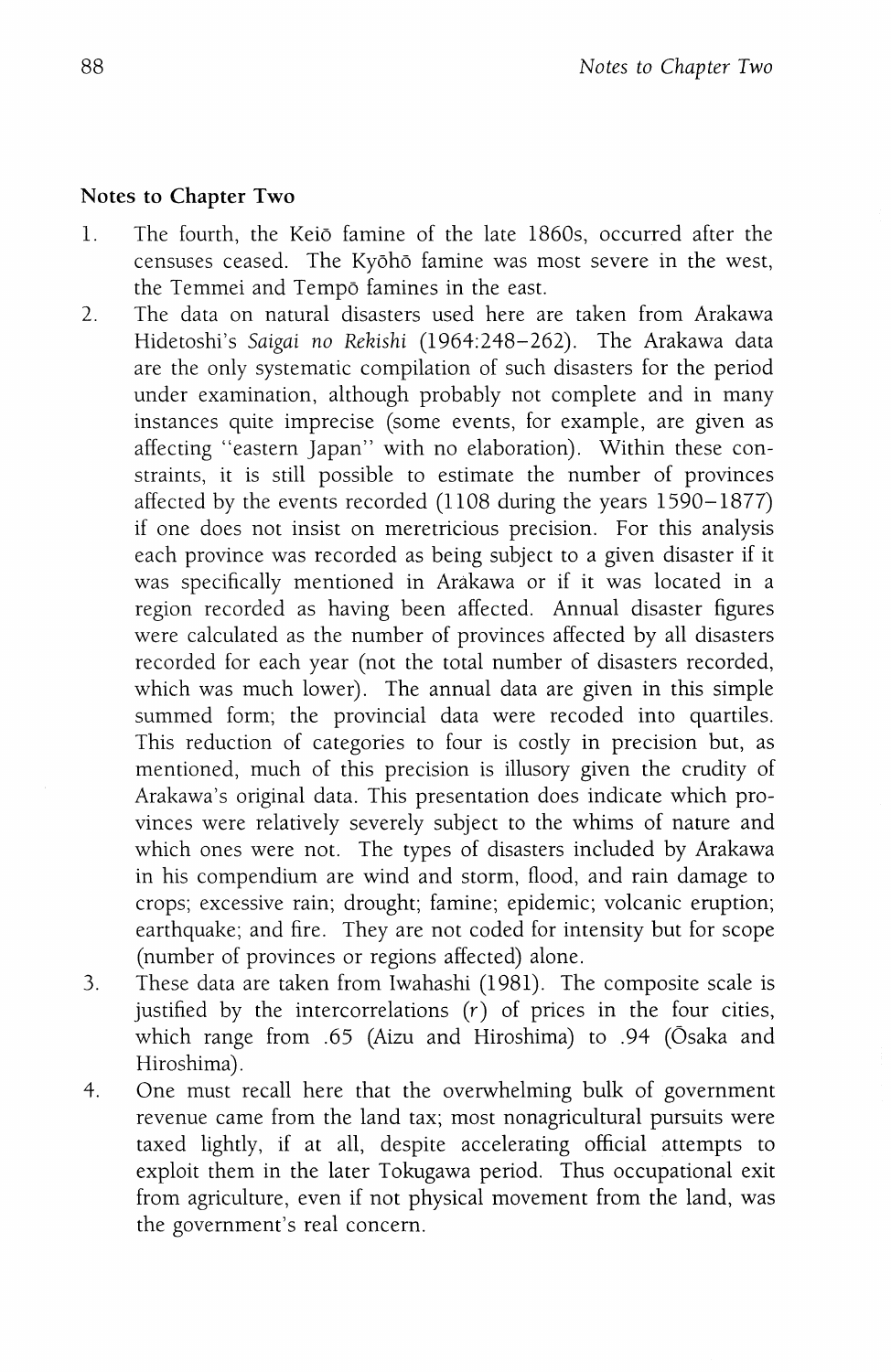## Notes to Chapter Two

1. The fourth, the Keiō famine of the late 1860s, occurred after the censuses ceased. The Kyōhō famine was most severe in the west, the Temmei and Tempō famines in the east.
2. The data on natural disasters used here are taken from Arakawa Hidetoshi's *Saigai no Rekishi* (1964:248–262). The Arakawa data are the only systematic compilation of such disasters for the period under examination, although probably not complete and in many instances quite imprecise (some events, for example, are given as affecting "eastern Japan" with no elaboration). Within these constraints, it is still possible to estimate the number of provinces affected by the events recorded (1108 during the years 1590–1877) if one does not insist on meretricious precision. For this analysis each province was recorded as being subject to a given disaster if it was specifically mentioned in Arakawa or if it was located in a region recorded as having been affected. Annual disaster figures were calculated as the number of provinces affected by all disasters recorded for each year (not the total number of disasters recorded, which was much lower). The annual data are given in this simple summed form; the provincial data were recoded into quartiles. This reduction of categories to four is costly in precision but, as mentioned, much of this precision is illusory given the crudity of Arakawa's original data. This presentation does indicate which provinces were relatively severely subject to the whims of nature and which ones were not. The types of disasters included by Arakawa in his compendium are wind and storm, flood, and rain damage to crops; excessive rain; drought; famine; epidemic; volcanic eruption; earthquake; and fire. They are not coded for intensity but for scope (number of provinces or regions affected) alone.
3. These data are taken from Iwahashi (1981). The composite scale is justified by the intercorrelations ($r$) of prices in the four cities, which range from .65 (Aizu and Hiroshima) to .94 (Ōsaka and Hiroshima).
4. One must recall here that the overwhelming bulk of government revenue came from the land tax; most nonagricultural pursuits were taxed lightly, if at all, despite accelerating official attempts to exploit them in the later Tokugawa period. Thus occupational exit from agriculture, even if not physical movement from the land, was the government's real concern.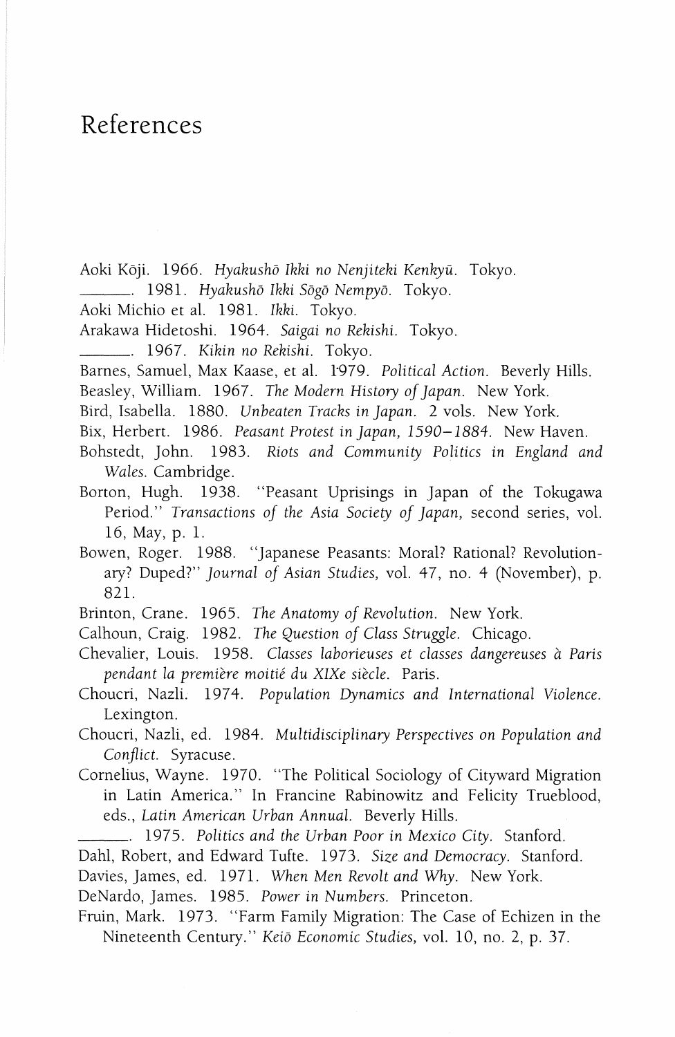# References

Aoki Kōji. 1966. *Hyakushō Ikki no Nenjiteki Kenkyū*. Tokyo.

———. 1981. *Hyakushō Ikki Sōgō Nempyō*. Tokyo.

Aoki Michio et al. 1981. *Ikki*. Tokyo.

Arakawa Hidetoshi. 1964. *Saigai no Rekishi*. Tokyo.

———. 1967. *Kikin no Rekishi*. Tokyo.

Barnes, Samuel, Max Kaase, et al. 1979. *Political Action*. Beverly Hills.

Beasley, William. 1967. *The Modern History of Japan*. New York.

Bird, Isabella. 1880. *Unbeaten Tracks in Japan*. 2 vols. New York.

Bix, Herbert. 1986. *Peasant Protest in Japan, 1590–1884*. New Haven.

Bohstedt, John. 1983. *Riots and Community Politics in England and Wales*. Cambridge.

Borton, Hugh. 1938. "Peasant Uprisings in Japan of the Tokugawa Period." *Transactions of the Asia Society of Japan,* second series, vol. 16, May, p. 1.

Bowen, Roger. 1988. "Japanese Peasants: Moral? Rational? Revolutionary? Duped?" *Journal of Asian Studies,* vol. 47, no. 4 (November), p. 821.

Brinton, Crane. 1965. *The Anatomy of Revolution*. New York.

Calhoun, Craig. 1982. *The Question of Class Struggle*. Chicago.

Chevalier, Louis. 1958. *Classes laborieuses et classes dangereuses à Paris pendant la première moitié du XIXe siècle*. Paris.

Choucri, Nazli. 1974. *Population Dynamics and International Violence*. Lexington.

Choucri, Nazli, ed. 1984. *Multidisciplinary Perspectives on Population and Conflict*. Syracuse.

Cornelius, Wayne. 1970. "The Political Sociology of Cityward Migration in Latin America." In Francine Rabinowitz and Felicity Trueblood, eds., *Latin American Urban Annual*. Beverly Hills.

———. 1975. *Politics and the Urban Poor in Mexico City*. Stanford.

Dahl, Robert, and Edward Tufte. 1973. *Size and Democracy*. Stanford.

Davies, James, ed. 1971. *When Men Revolt and Why*. New York.

DeNardo, James. 1985. *Power in Numbers*. Princeton.

Fruin, Mark. 1973. "Farm Family Migration: The Case of Echizen in the Nineteenth Century." *Keiō Economic Studies,* vol. 10, no. 2, p. 37.